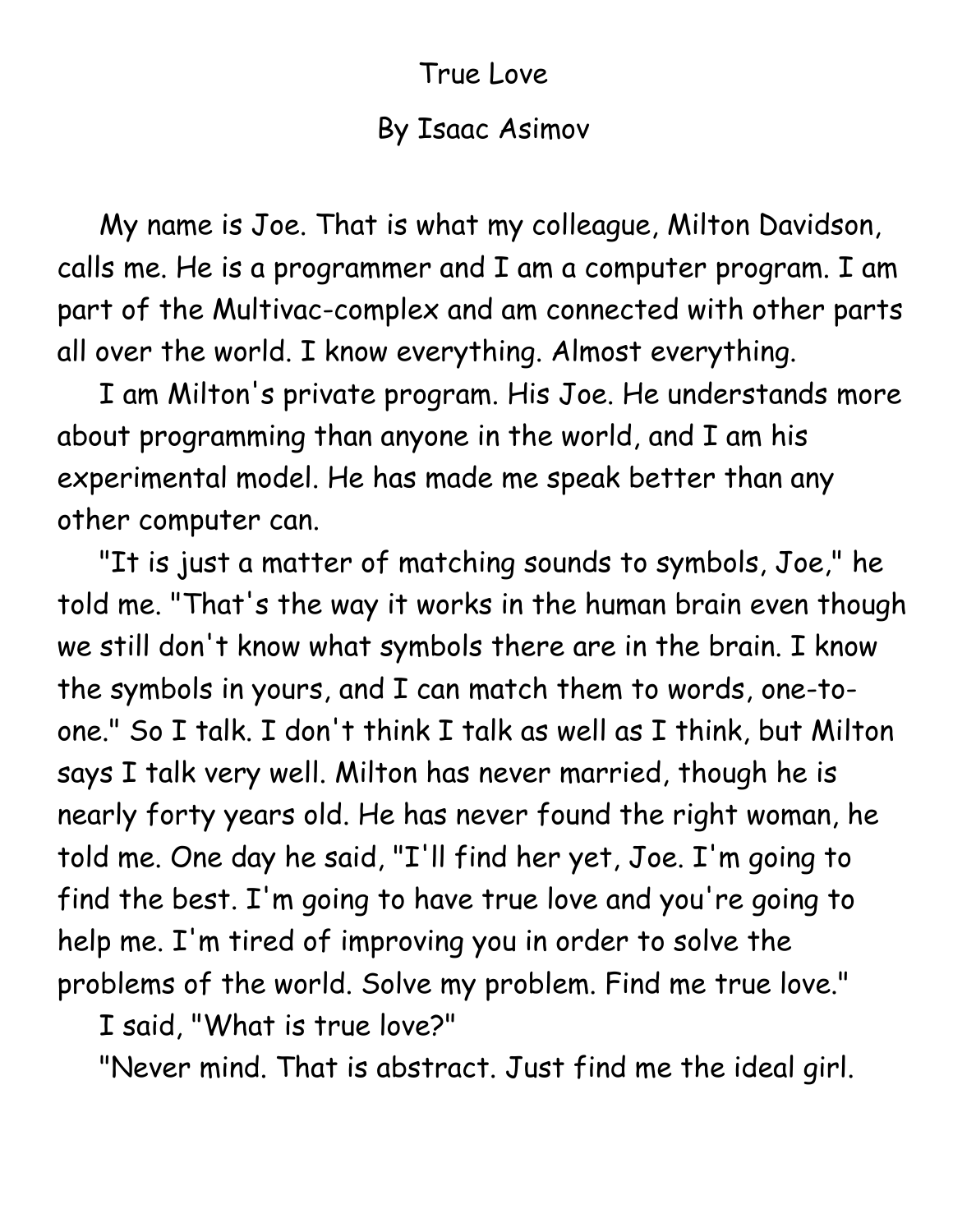# True Love

## By Isaac Asimov

My name is Joe. That is what my colleague, Milton Davidson, calls me. He is a programmer and I am a computer program. I am part of the Multivac-complex and am connected with other parts all over the world. I know everything. Almost everything.

I am Milton's private program. His Joe. He understands more about programming than anyone in the world, and I am his experimental model. He has made me speak better than any other computer can.

"It is just a matter of matching sounds to symbols, Joe," he told me. "That's the way it works in the human brain even though we still don't know what symbols there are in the brain. I know the symbols in yours, and I can match them to words, one-to-one." So I talk. I don't think I talk as well as I think, but Milton says I talk very well. Milton has never married, though he is nearly forty years old. He has never found the right woman, he told me. One day he said, "I'll find her yet, Joe. I'm going to find the best. I'm going to have true love and you're going to help me. I'm tired of improving you in order to solve the problems of the world. Solve my problem. Find me true love."

I said, "What is true love?"

"Never mind. That is abstract. Just find me the ideal girl.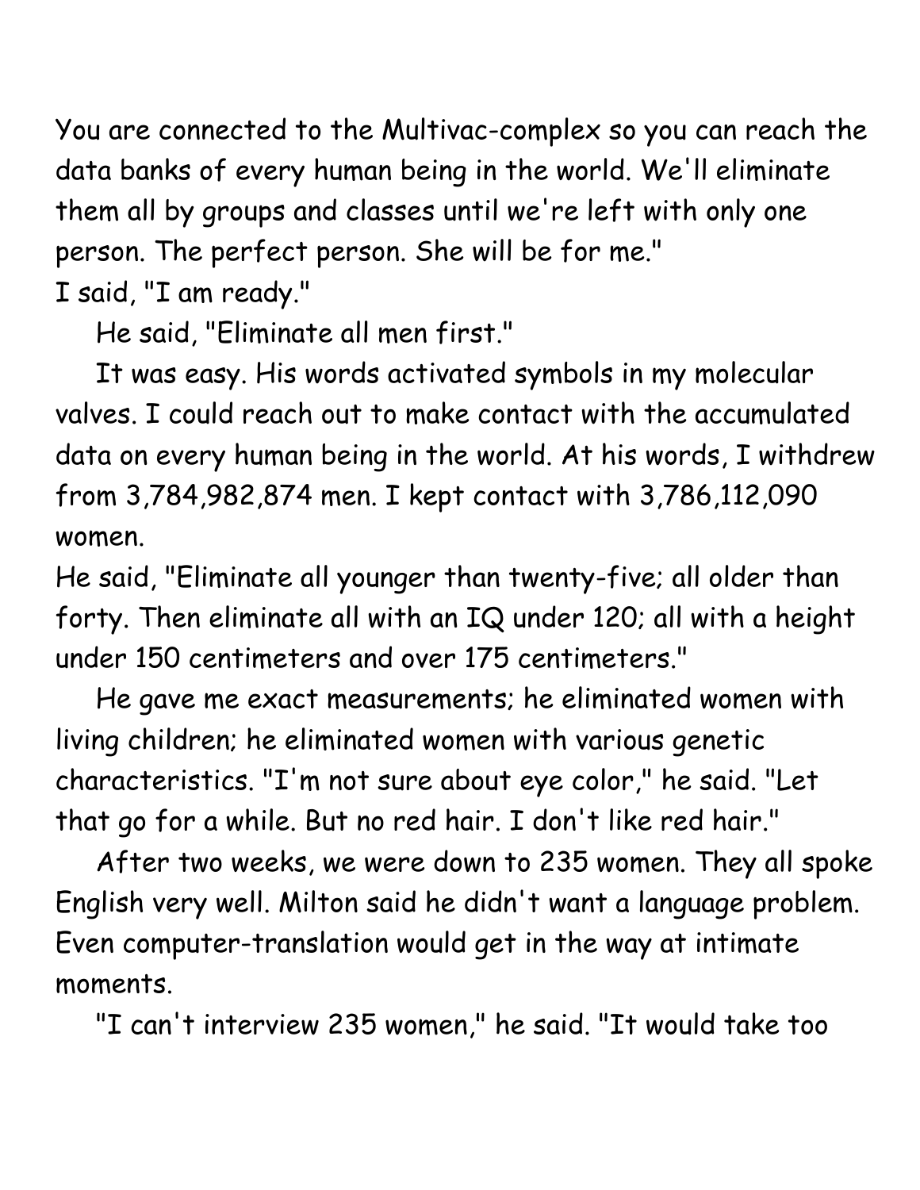You are connected to the Multivac-complex so you can reach the data banks of every human being in the world. We'll eliminate them all by groups and classes until we're left with only one person. The perfect person. She will be for me."

I said, "I am ready."

He said, "Eliminate all men first."

It was easy. His words activated symbols in my molecular valves. I could reach out to make contact with the accumulated data on every human being in the world. At his words, I withdrew from 3,784,982,874 men. I kept contact with 3,786,112,090 women.

He said, "Eliminate all younger than twenty-five; all older than forty. Then eliminate all with an IQ under 120; all with a height under 150 centimeters and over 175 centimeters."

He gave me exact measurements; he eliminated women with living children; he eliminated women with various genetic characteristics. "I'm not sure about eye color," he said. "Let that go for a while. But no red hair. I don't like red hair."

After two weeks, we were down to 235 women. They all spoke English very well. Milton said he didn't want a language problem. Even computer-translation would get in the way at intimate moments.

"I can't interview 235 women," he said. "It would take too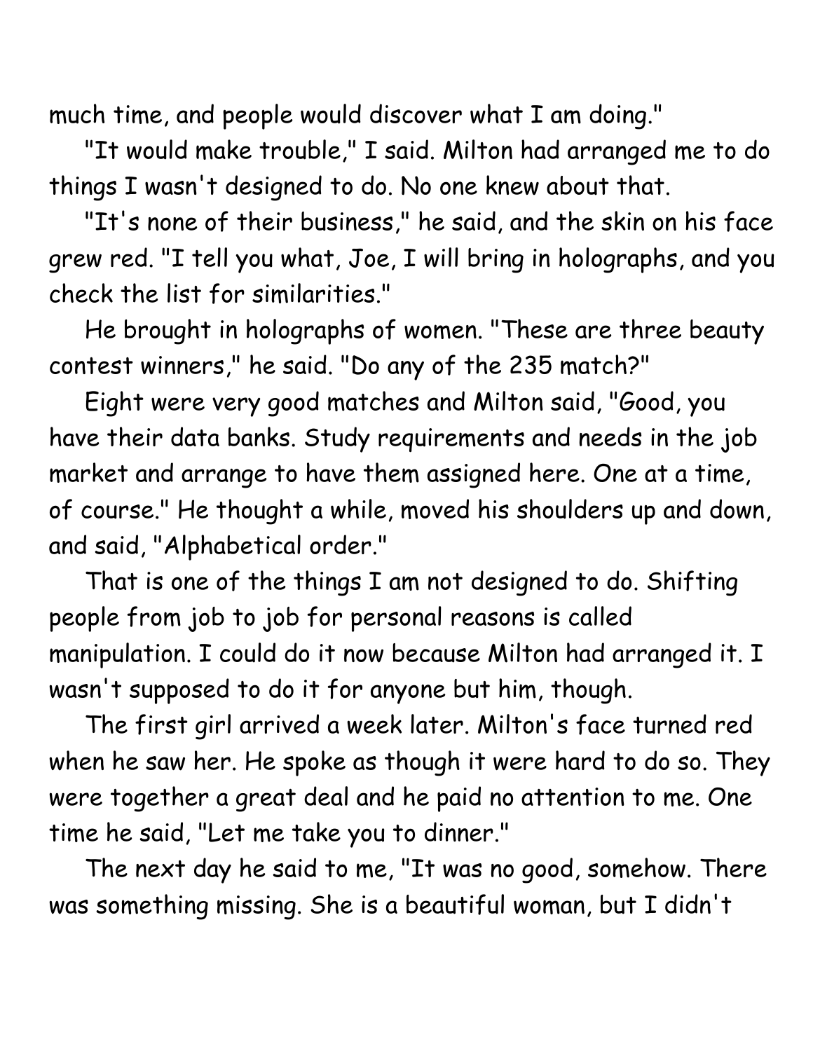much time, and people would discover what I am doing."

"It would make trouble," I said. Milton had arranged me to do things I wasn't designed to do. No one knew about that.

"It's none of their business," he said, and the skin on his face grew red. "I tell you what, Joe, I will bring in holographs, and you check the list for similarities."

He brought in holographs of women. "These are three beauty contest winners," he said. "Do any of the 235 match?"

Eight were very good matches and Milton said, "Good, you have their data banks. Study requirements and needs in the job market and arrange to have them assigned here. One at a time, of course." He thought a while, moved his shoulders up and down, and said, "Alphabetical order."

That is one of the things I am not designed to do. Shifting people from job to job for personal reasons is called manipulation. I could do it now because Milton had arranged it. I wasn't supposed to do it for anyone but him, though.

The first girl arrived a week later. Milton's face turned red when he saw her. He spoke as though it were hard to do so. They were together a great deal and he paid no attention to me. One time he said, "Let me take you to dinner."

The next day he said to me, "It was no good, somehow. There was something missing. She is a beautiful woman, but I didn't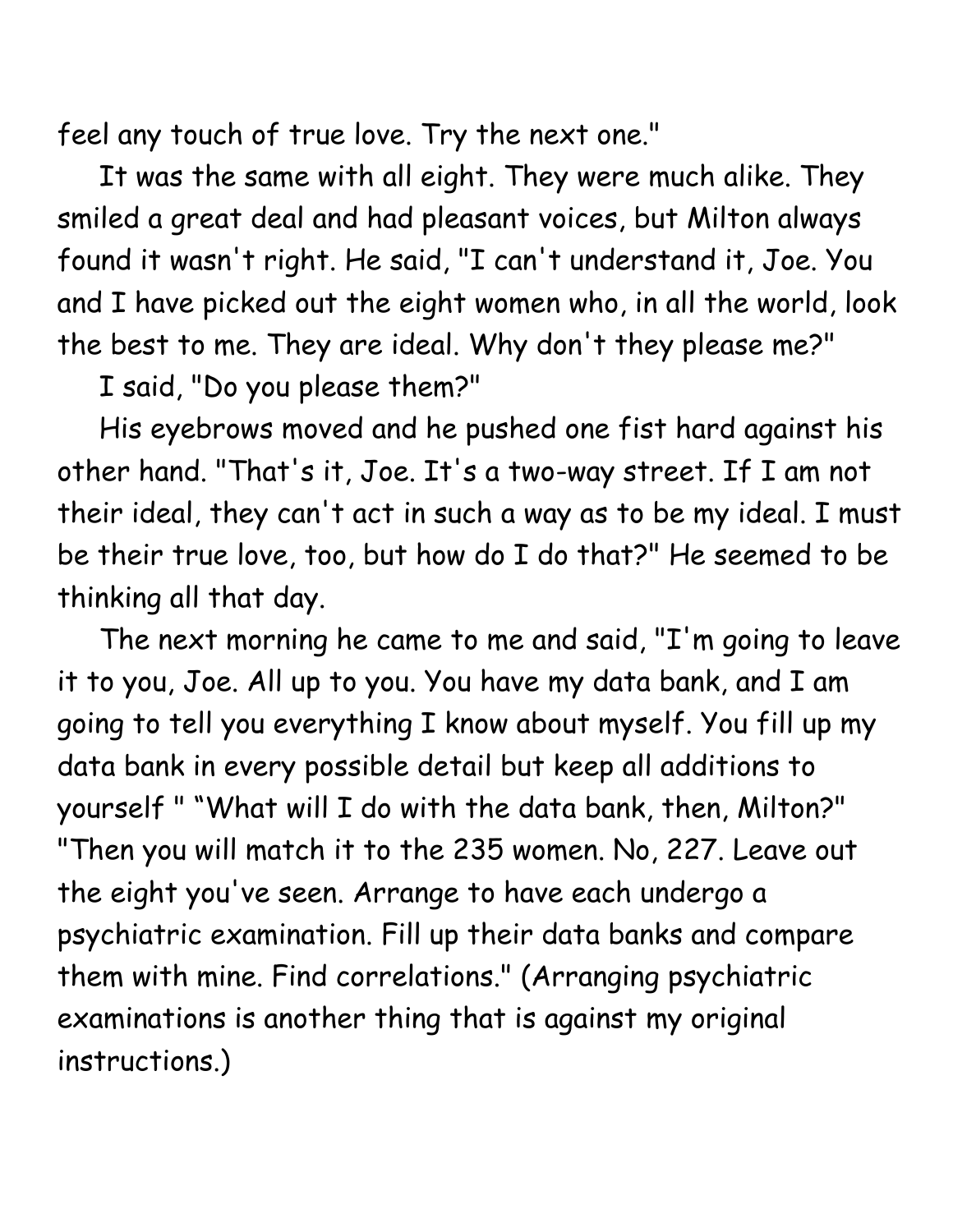feel any touch of true love. Try the next one."

It was the same with all eight. They were much alike. They smiled a great deal and had pleasant voices, but Milton always found it wasn't right. He said, "I can't understand it, Joe. You and I have picked out the eight women who, in all the world, look the best to me. They are ideal. Why don't they please me?"

I said, "Do you please them?"

His eyebrows moved and he pushed one fist hard against his other hand. "That's it, Joe. It's a two-way street. If I am not their ideal, they can't act in such a way as to be my ideal. I must be their true love, too, but how do I do that?" He seemed to be thinking all that day.

The next morning he came to me and said, "I'm going to leave it to you, Joe. All up to you. You have my data bank, and I am going to tell you everything I know about myself. You fill up my data bank in every possible detail but keep all additions to yourself " "What will I do with the data bank, then, Milton?" "Then you will match it to the 235 women. No, 227. Leave out the eight you've seen. Arrange to have each undergo a psychiatric examination. Fill up their data banks and compare them with mine. Find correlations." (Arranging psychiatric examinations is another thing that is against my original instructions.)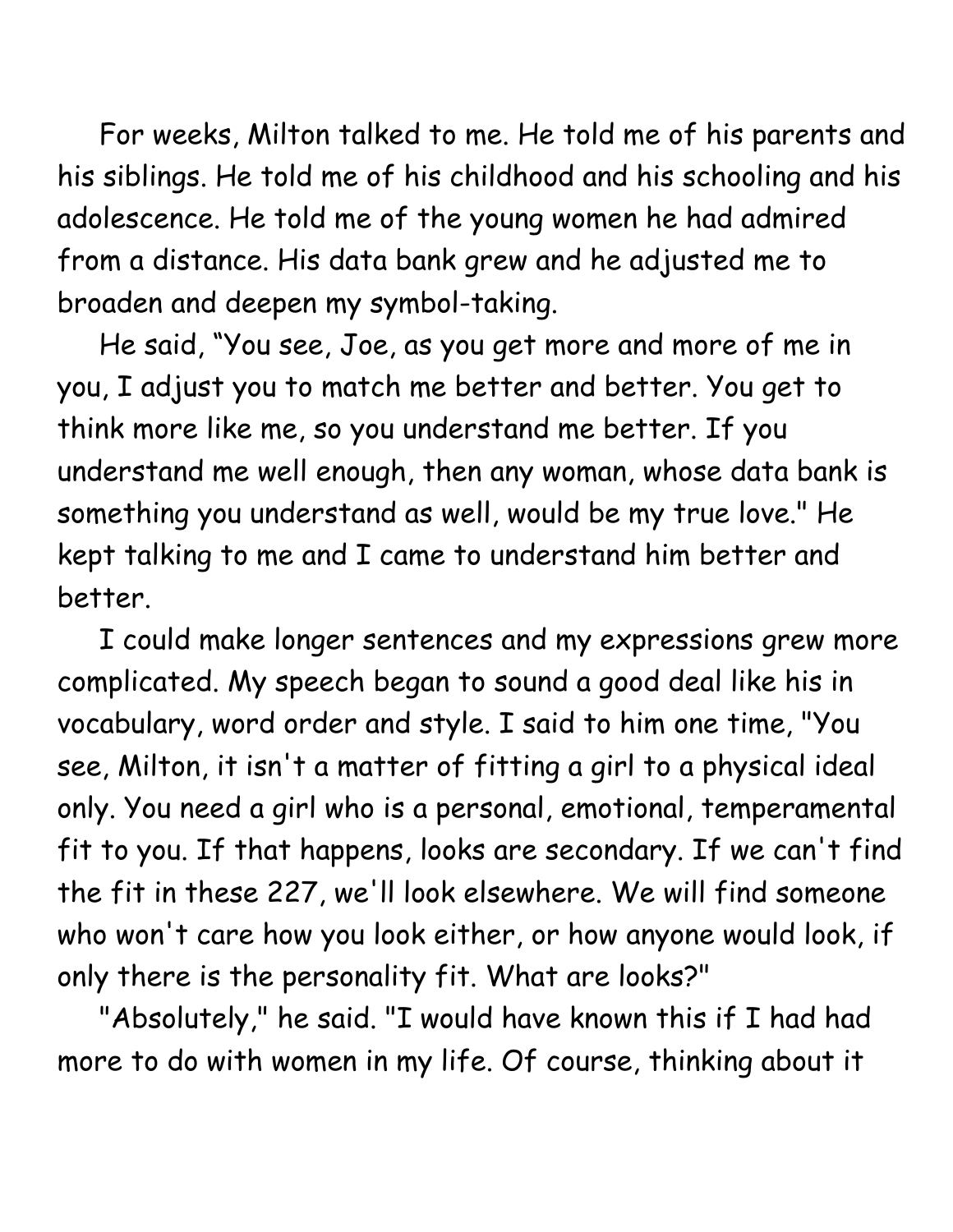For weeks, Milton talked to me. He told me of his parents and his siblings. He told me of his childhood and his schooling and his adolescence. He told me of the young women he had admired from a distance. His data bank grew and he adjusted me to broaden and deepen my symbol-taking.

He said, "You see, Joe, as you get more and more of me in you, I adjust you to match me better and better. You get to think more like me, so you understand me better. If you understand me well enough, then any woman, whose data bank is something you understand as well, would be my true love." He kept talking to me and I came to understand him better and better.

I could make longer sentences and my expressions grew more complicated. My speech began to sound a good deal like his in vocabulary, word order and style. I said to him one time, "You see, Milton, it isn't a matter of fitting a girl to a physical ideal only. You need a girl who is a personal, emotional, temperamental fit to you. If that happens, looks are secondary. If we can't find the fit in these 227, we'll look elsewhere. We will find someone who won't care how you look either, or how anyone would look, if only there is the personality fit. What are looks?"

"Absolutely," he said. "I would have known this if I had had more to do with women in my life. Of course, thinking about it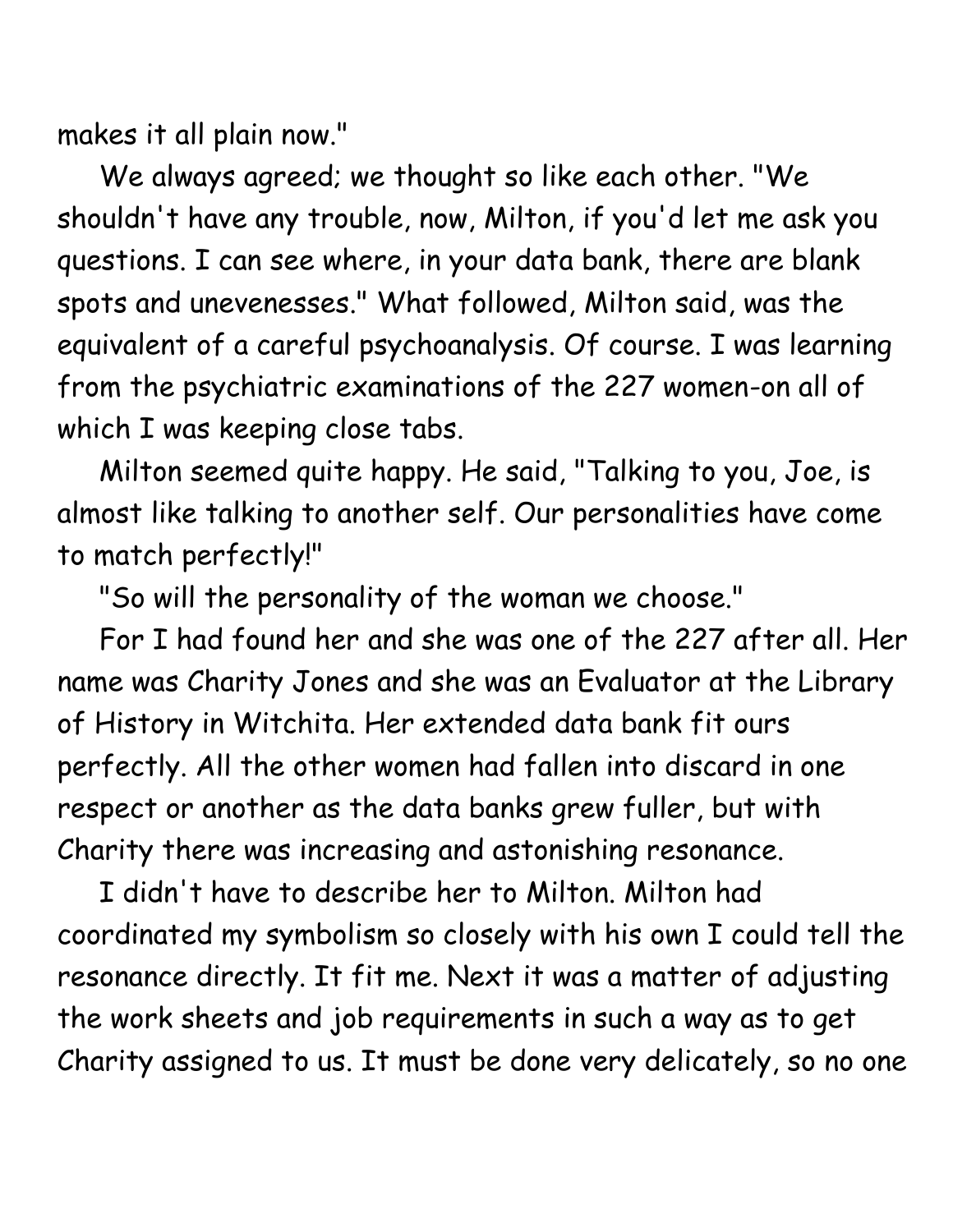makes it all plain now."

We always agreed; we thought so like each other. "We shouldn't have any trouble, now, Milton, if you'd let me ask you questions. I can see where, in your data bank, there are blank spots and unevenesses." What followed, Milton said, was the equivalent of a careful psychoanalysis. Of course. I was learning from the psychiatric examinations of the 227 women-on all of which I was keeping close tabs.

Milton seemed quite happy. He said, "Talking to you, Joe, is almost like talking to another self. Our personalities have come to match perfectly!"

"So will the personality of the woman we choose."

For I had found her and she was one of the 227 after all. Her name was Charity Jones and she was an Evaluator at the Library of History in Witchita. Her extended data bank fit ours perfectly. All the other women had fallen into discard in one respect or another as the data banks grew fuller, but with Charity there was increasing and astonishing resonance.

I didn't have to describe her to Milton. Milton had coordinated my symbolism so closely with his own I could tell the resonance directly. It fit me. Next it was a matter of adjusting the work sheets and job requirements in such a way as to get Charity assigned to us. It must be done very delicately, so no one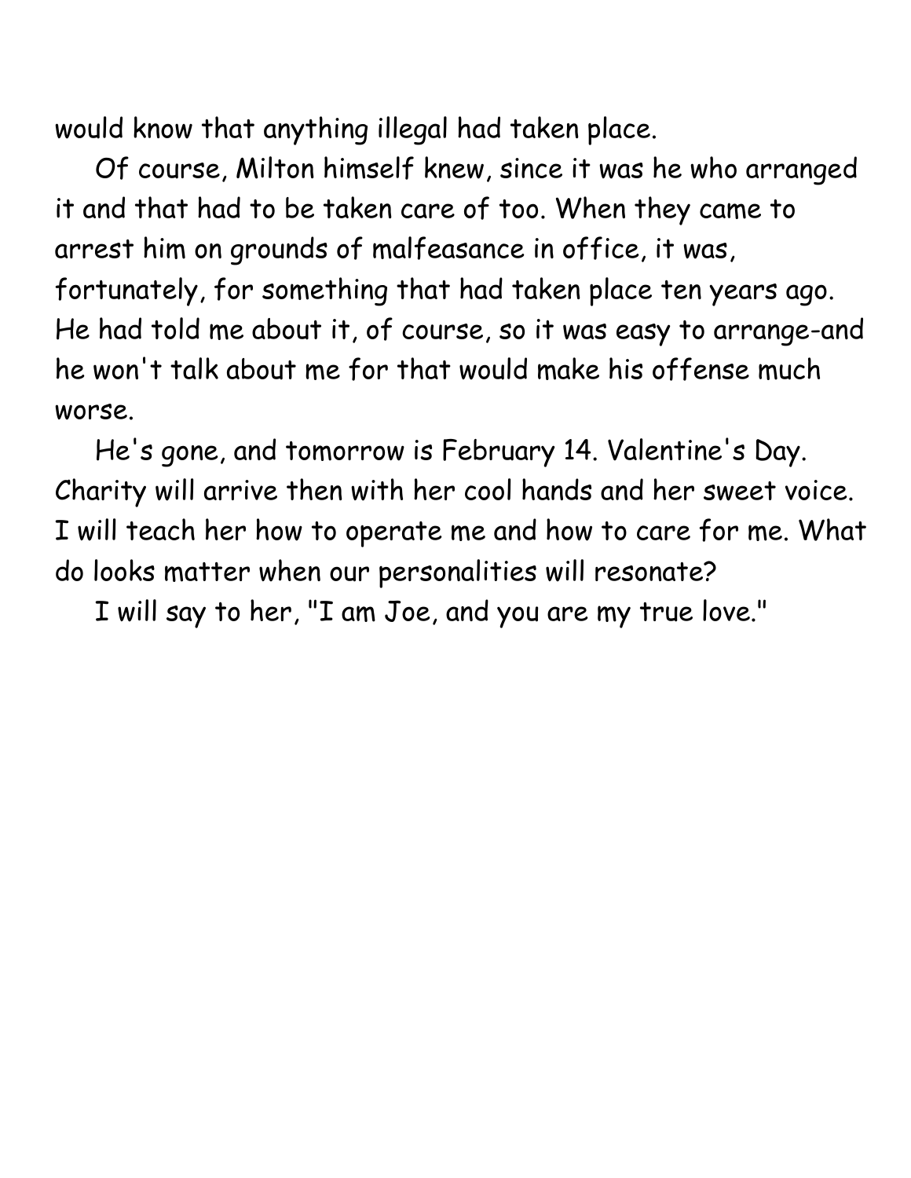would know that anything illegal had taken place.

Of course, Milton himself knew, since it was he who arranged it and that had to be taken care of too. When they came to arrest him on grounds of malfeasance in office, it was, fortunately, for something that had taken place ten years ago. He had told me about it, of course, so it was easy to arrange-and he won't talk about me for that would make his offense much worse.

He's gone, and tomorrow is February 14. Valentine's Day. Charity will arrive then with her cool hands and her sweet voice. I will teach her how to operate me and how to care for me. What do looks matter when our personalities will resonate?

I will say to her, "I am Joe, and you are my true love."